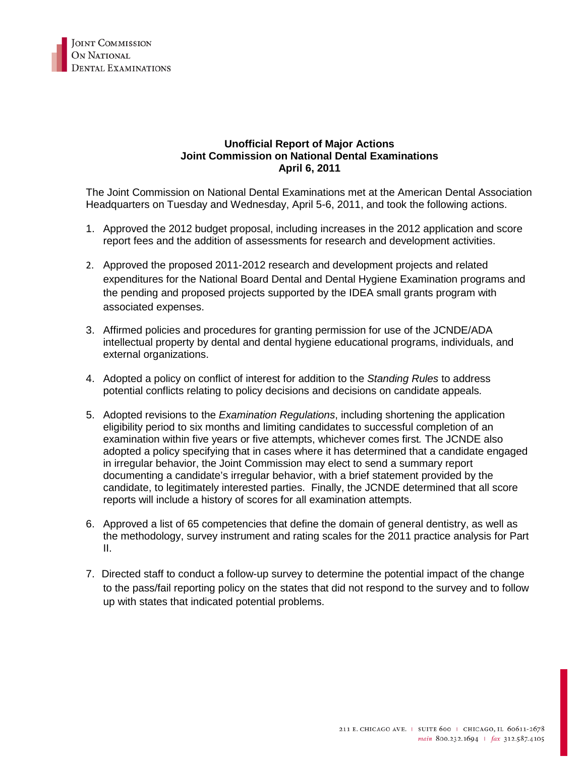Joint Commission On National Dental Examinations

**Unofficial Report of Major Actions**
**Joint Commission on National Dental Examinations**
**April 6, 2011**

The Joint Commission on National Dental Examinations met at the American Dental Association Headquarters on Tuesday and Wednesday, April 5-6, 2011, and took the following actions.

1. Approved the 2012 budget proposal, including increases in the 2012 application and score report fees and the addition of assessments for research and development activities.

2. Approved the proposed 2011-2012 research and development projects and related expenditures for the National Board Dental and Dental Hygiene Examination programs and the pending and proposed projects supported by the IDEA small grants program with associated expenses.

3. Affirmed policies and procedures for granting permission for use of the JCNDE/ADA intellectual property by dental and dental hygiene educational programs, individuals, and external organizations.

4. Adopted a policy on conflict of interest for addition to the *Standing Rules* to address potential conflicts relating to policy decisions and decisions on candidate appeals.

5. Adopted revisions to the *Examination Regulations*, including shortening the application eligibility period to six months and limiting candidates to successful completion of an examination within five years or five attempts, whichever comes first. The JCNDE also adopted a policy specifying that in cases where it has determined that a candidate engaged in irregular behavior, the Joint Commission may elect to send a summary report documenting a candidate's irregular behavior, with a brief statement provided by the candidate, to legitimately interested parties. Finally, the JCNDE determined that all score reports will include a history of scores for all examination attempts.

6. Approved a list of 65 competencies that define the domain of general dentistry, as well as the methodology, survey instrument and rating scales for the 2011 practice analysis for Part II.

7. Directed staff to conduct a follow-up survey to determine the potential impact of the change to the pass/fail reporting policy on the states that did not respond to the survey and to follow up with states that indicated potential problems.

211 E. Chicago Ave. | Suite 600 | Chicago, IL 60611-2678
main 800.232.1694 | fax 312.587.4105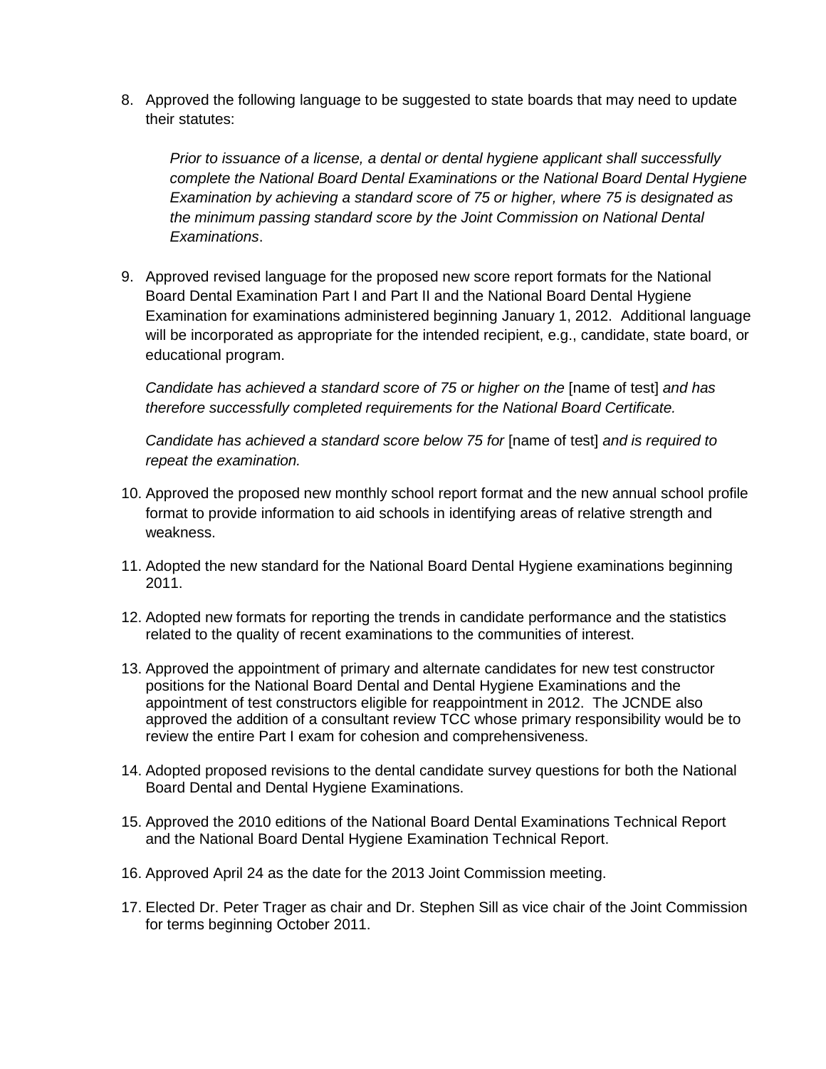8. Approved the following language to be suggested to state boards that may need to update their statutes:

   *Prior to issuance of a license, a dental or dental hygiene applicant shall successfully complete the National Board Dental Examinations or the National Board Dental Hygiene Examination by achieving a standard score of 75 or higher, where 75 is designated as the minimum passing standard score by the Joint Commission on National Dental Examinations*.

9. Approved revised language for the proposed new score report formats for the National Board Dental Examination Part I and Part II and the National Board Dental Hygiene Examination for examinations administered beginning January 1, 2012. Additional language will be incorporated as appropriate for the intended recipient, e.g., candidate, state board, or educational program.

   *Candidate has achieved a standard score of 75 or higher on the* [name of test] *and has therefore successfully completed requirements for the National Board Certificate.*

   *Candidate has achieved a standard score below 75 for* [name of test] *and is required to repeat the examination.*

10. Approved the proposed new monthly school report format and the new annual school profile format to provide information to aid schools in identifying areas of relative strength and weakness.

11. Adopted the new standard for the National Board Dental Hygiene examinations beginning 2011.

12. Adopted new formats for reporting the trends in candidate performance and the statistics related to the quality of recent examinations to the communities of interest.

13. Approved the appointment of primary and alternate candidates for new test constructor positions for the National Board Dental and Dental Hygiene Examinations and the appointment of test constructors eligible for reappointment in 2012. The JCNDE also approved the addition of a consultant review TCC whose primary responsibility would be to review the entire Part I exam for cohesion and comprehensiveness.

14. Adopted proposed revisions to the dental candidate survey questions for both the National Board Dental and Dental Hygiene Examinations.

15. Approved the 2010 editions of the National Board Dental Examinations Technical Report and the National Board Dental Hygiene Examination Technical Report.

16. Approved April 24 as the date for the 2013 Joint Commission meeting.

17. Elected Dr. Peter Trager as chair and Dr. Stephen Sill as vice chair of the Joint Commission for terms beginning October 2011.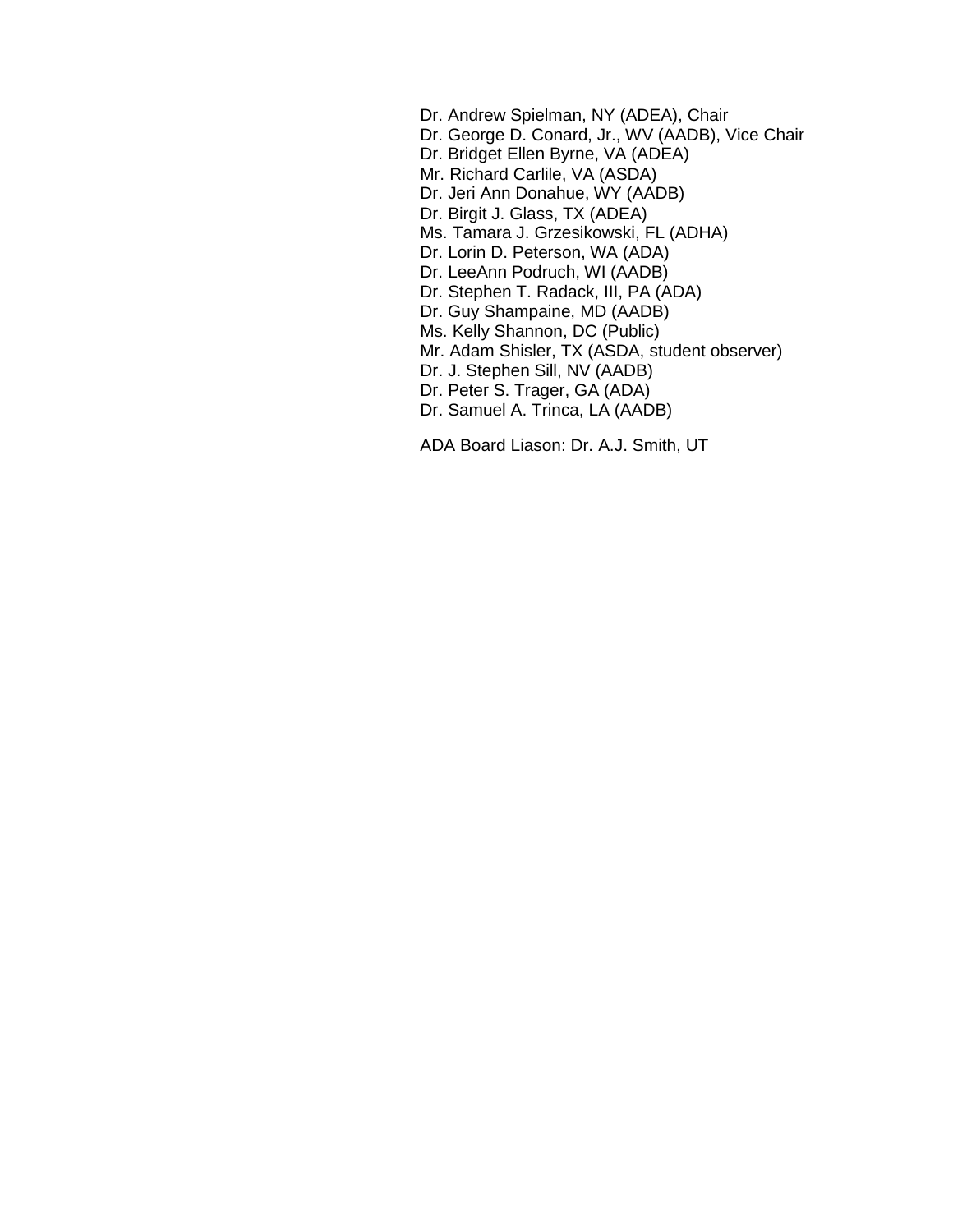Dr. Andrew Spielman, NY (ADEA), Chair
Dr. George D. Conard, Jr., WV (AADB), Vice Chair
Dr. Bridget Ellen Byrne, VA (ADEA)
Mr. Richard Carlile, VA (ASDA)
Dr. Jeri Ann Donahue, WY (AADB)
Dr. Birgit J. Glass, TX (ADEA)
Ms. Tamara J. Grzesikowski, FL (ADHA)
Dr. Lorin D. Peterson, WA (ADA)
Dr. LeeAnn Podruch, WI (AADB)
Dr. Stephen T. Radack, III, PA (ADA)
Dr. Guy Shampaine, MD (AADB)
Ms. Kelly Shannon, DC (Public)
Mr. Adam Shisler, TX (ASDA, student observer)
Dr. J. Stephen Sill, NV (AADB)
Dr. Peter S. Trager, GA (ADA)
Dr. Samuel A. Trinca, LA (AADB)

ADA Board Liason: Dr. A.J. Smith, UT